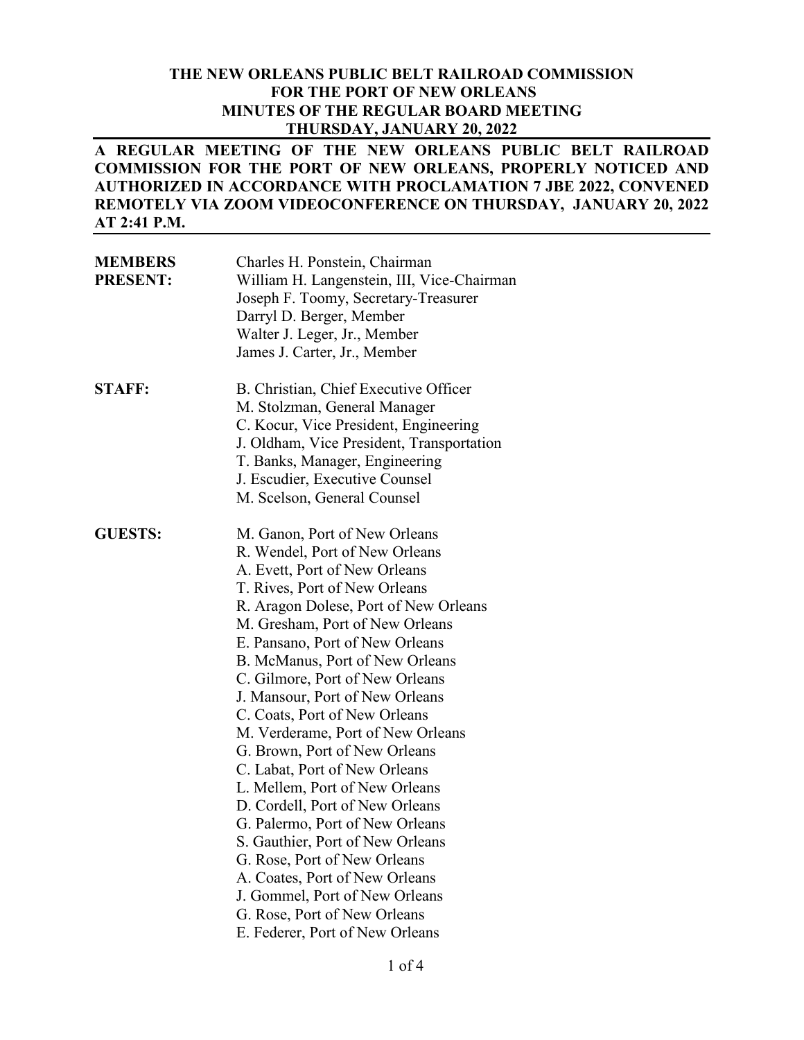**THE NEW ORLEANS PUBLIC BELT RAILROAD COMMISSION**
**FOR THE PORT OF NEW ORLEANS**
**MINUTES OF THE REGULAR BOARD MEETING**
**THURSDAY, JANUARY 20, 2022**

**A REGULAR MEETING OF THE NEW ORLEANS PUBLIC BELT RAILROAD COMMISSION FOR THE PORT OF NEW ORLEANS, PROPERLY NOTICED AND AUTHORIZED IN ACCORDANCE WITH PROCLAMATION 7 JBE 2022, CONVENED REMOTELY VIA ZOOM VIDEOCONFERENCE ON THURSDAY, JANUARY 20, 2022 AT 2:41 P.M.**

| | |
|---|---|
| **MEMBERS PRESENT:** | Charles H. Ponstein, Chairman |
| | William H. Langenstein, III, Vice-Chairman |
| | Joseph F. Toomy, Secretary-Treasurer |
| | Darryl D. Berger, Member |
| | Walter J. Leger, Jr., Member |
| | James J. Carter, Jr., Member |
| **STAFF:** | B. Christian, Chief Executive Officer |
| | M. Stolzman, General Manager |
| | C. Kocur, Vice President, Engineering |
| | J. Oldham, Vice President, Transportation |
| | T. Banks, Manager, Engineering |
| | J. Escudier, Executive Counsel |
| | M. Scelson, General Counsel |
| **GUESTS:** | M. Ganon, Port of New Orleans |
| | R. Wendel, Port of New Orleans |
| | A. Evett, Port of New Orleans |
| | T. Rives, Port of New Orleans |
| | R. Aragon Dolese, Port of New Orleans |
| | M. Gresham, Port of New Orleans |
| | E. Pansano, Port of New Orleans |
| | B. McManus, Port of New Orleans |
| | C. Gilmore, Port of New Orleans |
| | J. Mansour, Port of New Orleans |
| | C. Coats, Port of New Orleans |
| | M. Verderame, Port of New Orleans |
| | G. Brown, Port of New Orleans |
| | C. Labat, Port of New Orleans |
| | L. Mellem, Port of New Orleans |
| | D. Cordell, Port of New Orleans |
| | G. Palermo, Port of New Orleans |
| | S. Gauthier, Port of New Orleans |
| | G. Rose, Port of New Orleans |
| | A. Coates, Port of New Orleans |
| | J. Gommel, Port of New Orleans |
| | G. Rose, Port of New Orleans |
| | E. Federer, Port of New Orleans |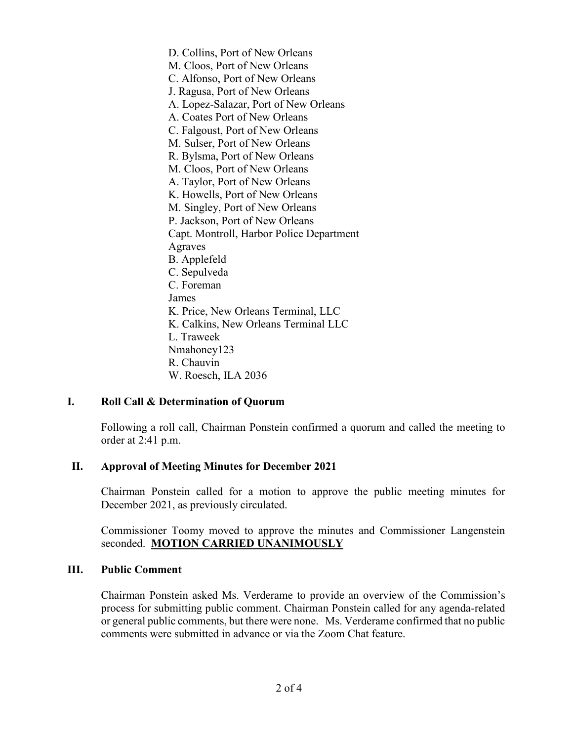D. Collins, Port of New Orleans
M. Cloos, Port of New Orleans
C. Alfonso, Port of New Orleans
J. Ragusa, Port of New Orleans
A. Lopez-Salazar, Port of New Orleans
A. Coates Port of New Orleans
C. Falgoust, Port of New Orleans
M. Sulser, Port of New Orleans
R. Bylsma, Port of New Orleans
M. Cloos, Port of New Orleans
A. Taylor, Port of New Orleans
K. Howells, Port of New Orleans
M. Singley, Port of New Orleans
P. Jackson, Port of New Orleans
Capt. Montroll, Harbor Police Department
Agraves
B. Applefeld
C. Sepulveda
C. Foreman
James
K. Price, New Orleans Terminal, LLC
K. Calkins, New Orleans Terminal LLC
L. Traweek
Nmahoney123
R. Chauvin
W. Roesch, ILA 2036

## I. Roll Call & Determination of Quorum

Following a roll call, Chairman Ponstein confirmed a quorum and called the meeting to order at 2:41 p.m.

## II. Approval of Meeting Minutes for December 2021

Chairman Ponstein called for a motion to approve the public meeting minutes for December 2021, as previously circulated.

Commissioner Toomy moved to approve the minutes and Commissioner Langenstein seconded. **MOTION CARRIED UNANIMOUSLY**

## III. Public Comment

Chairman Ponstein asked Ms. Verderame to provide an overview of the Commission's process for submitting public comment. Chairman Ponstein called for any agenda-related or general public comments, but there were none. Ms. Verderame confirmed that no public comments were submitted in advance or via the Zoom Chat feature.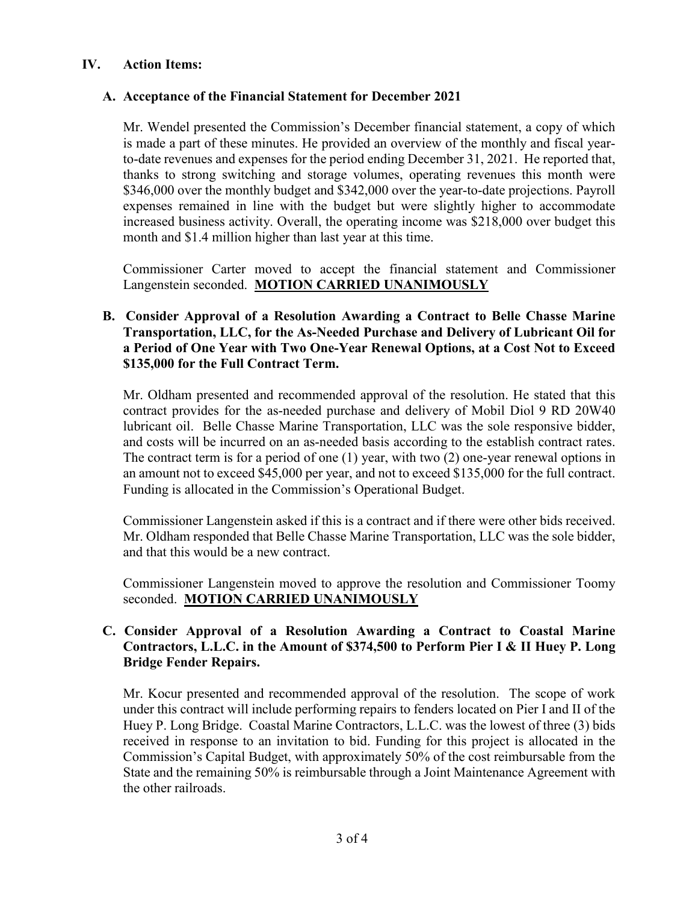## IV. Action Items:

### A. Acceptance of the Financial Statement for December 2021

Mr. Wendel presented the Commission's December financial statement, a copy of which is made a part of these minutes. He provided an overview of the monthly and fiscal year-to-date revenues and expenses for the period ending December 31, 2021. He reported that, thanks to strong switching and storage volumes, operating revenues this month were $346,000 over the monthly budget and $342,000 over the year-to-date projections. Payroll expenses remained in line with the budget but were slightly higher to accommodate increased business activity. Overall, the operating income was $218,000 over budget this month and $1.4 million higher than last year at this time.

Commissioner Carter moved to accept the financial statement and Commissioner Langenstein seconded. **MOTION CARRIED UNANIMOUSLY**

### B. Consider Approval of a Resolution Awarding a Contract to Belle Chasse Marine Transportation, LLC, for the As-Needed Purchase and Delivery of Lubricant Oil for a Period of One Year with Two One-Year Renewal Options, at a Cost Not to Exceed $135,000 for the Full Contract Term.

Mr. Oldham presented and recommended approval of the resolution. He stated that this contract provides for the as-needed purchase and delivery of Mobil Diol 9 RD 20W40 lubricant oil. Belle Chasse Marine Transportation, LLC was the sole responsive bidder, and costs will be incurred on an as-needed basis according to the establish contract rates. The contract term is for a period of one (1) year, with two (2) one-year renewal options in an amount not to exceed $45,000 per year, and not to exceed $135,000 for the full contract. Funding is allocated in the Commission's Operational Budget.

Commissioner Langenstein asked if this is a contract and if there were other bids received. Mr. Oldham responded that Belle Chasse Marine Transportation, LLC was the sole bidder, and that this would be a new contract.

Commissioner Langenstein moved to approve the resolution and Commissioner Toomy seconded. **MOTION CARRIED UNANIMOUSLY**

### C. Consider Approval of a Resolution Awarding a Contract to Coastal Marine Contractors, L.L.C. in the Amount of $374,500 to Perform Pier I & II Huey P. Long Bridge Fender Repairs.

Mr. Kocur presented and recommended approval of the resolution. The scope of work under this contract will include performing repairs to fenders located on Pier I and II of the Huey P. Long Bridge. Coastal Marine Contractors, L.L.C. was the lowest of three (3) bids received in response to an invitation to bid. Funding for this project is allocated in the Commission's Capital Budget, with approximately 50% of the cost reimbursable from the State and the remaining 50% is reimbursable through a Joint Maintenance Agreement with the other railroads.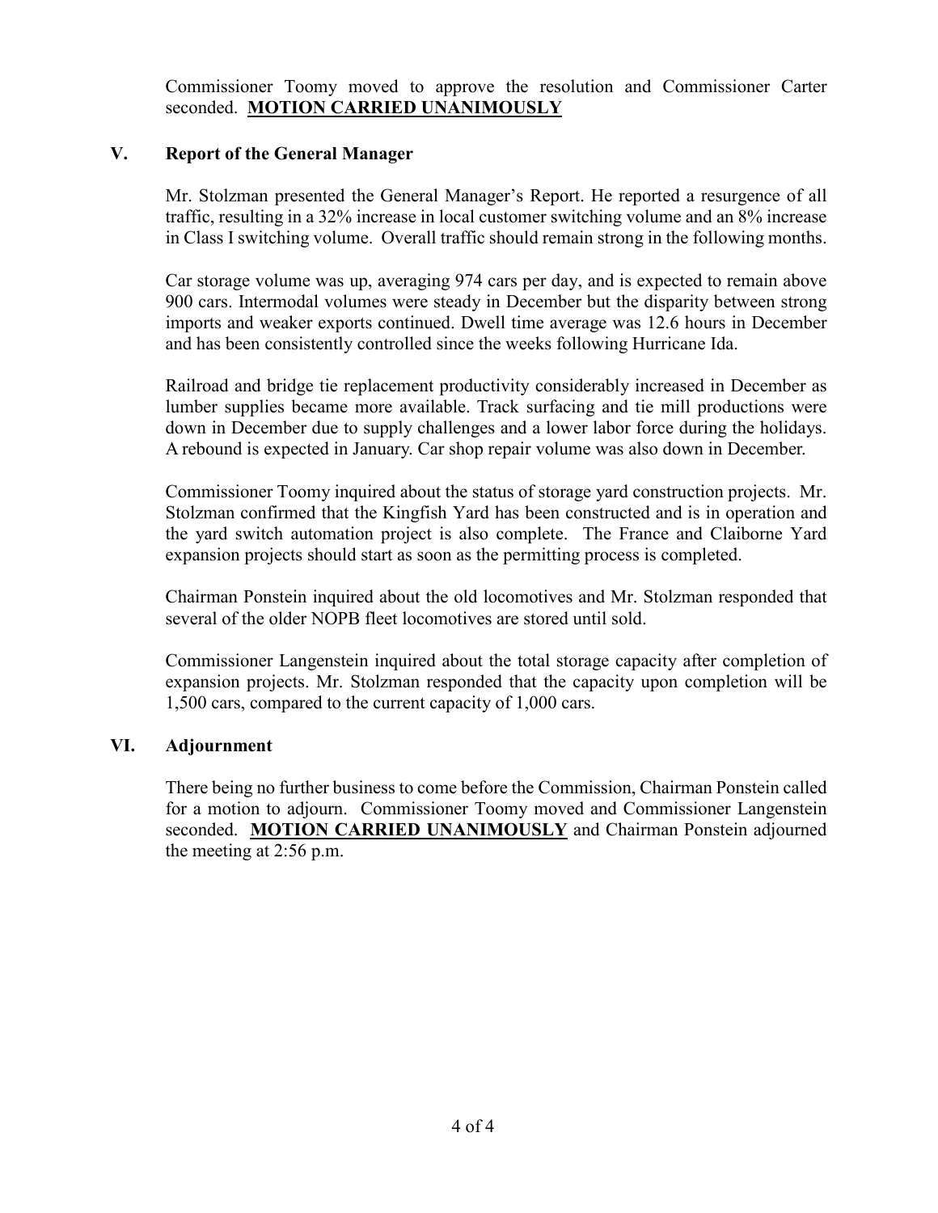Commissioner Toomy moved to approve the resolution and Commissioner Carter seconded. **MOTION CARRIED UNANIMOUSLY**

## V. Report of the General Manager

Mr. Stolzman presented the General Manager's Report. He reported a resurgence of all traffic, resulting in a 32% increase in local customer switching volume and an 8% increase in Class I switching volume. Overall traffic should remain strong in the following months.

Car storage volume was up, averaging 974 cars per day, and is expected to remain above 900 cars. Intermodal volumes were steady in December but the disparity between strong imports and weaker exports continued. Dwell time average was 12.6 hours in December and has been consistently controlled since the weeks following Hurricane Ida.

Railroad and bridge tie replacement productivity considerably increased in December as lumber supplies became more available. Track surfacing and tie mill productions were down in December due to supply challenges and a lower labor force during the holidays. A rebound is expected in January. Car shop repair volume was also down in December.

Commissioner Toomy inquired about the status of storage yard construction projects. Mr. Stolzman confirmed that the Kingfish Yard has been constructed and is in operation and the yard switch automation project is also complete. The France and Claiborne Yard expansion projects should start as soon as the permitting process is completed.

Chairman Ponstein inquired about the old locomotives and Mr. Stolzman responded that several of the older NOPB fleet locomotives are stored until sold.

Commissioner Langenstein inquired about the total storage capacity after completion of expansion projects. Mr. Stolzman responded that the capacity upon completion will be 1,500 cars, compared to the current capacity of 1,000 cars.

## VI. Adjournment

There being no further business to come before the Commission, Chairman Ponstein called for a motion to adjourn. Commissioner Toomy moved and Commissioner Langenstein seconded. **MOTION CARRIED UNANIMOUSLY** and Chairman Ponstein adjourned the meeting at 2:56 p.m.